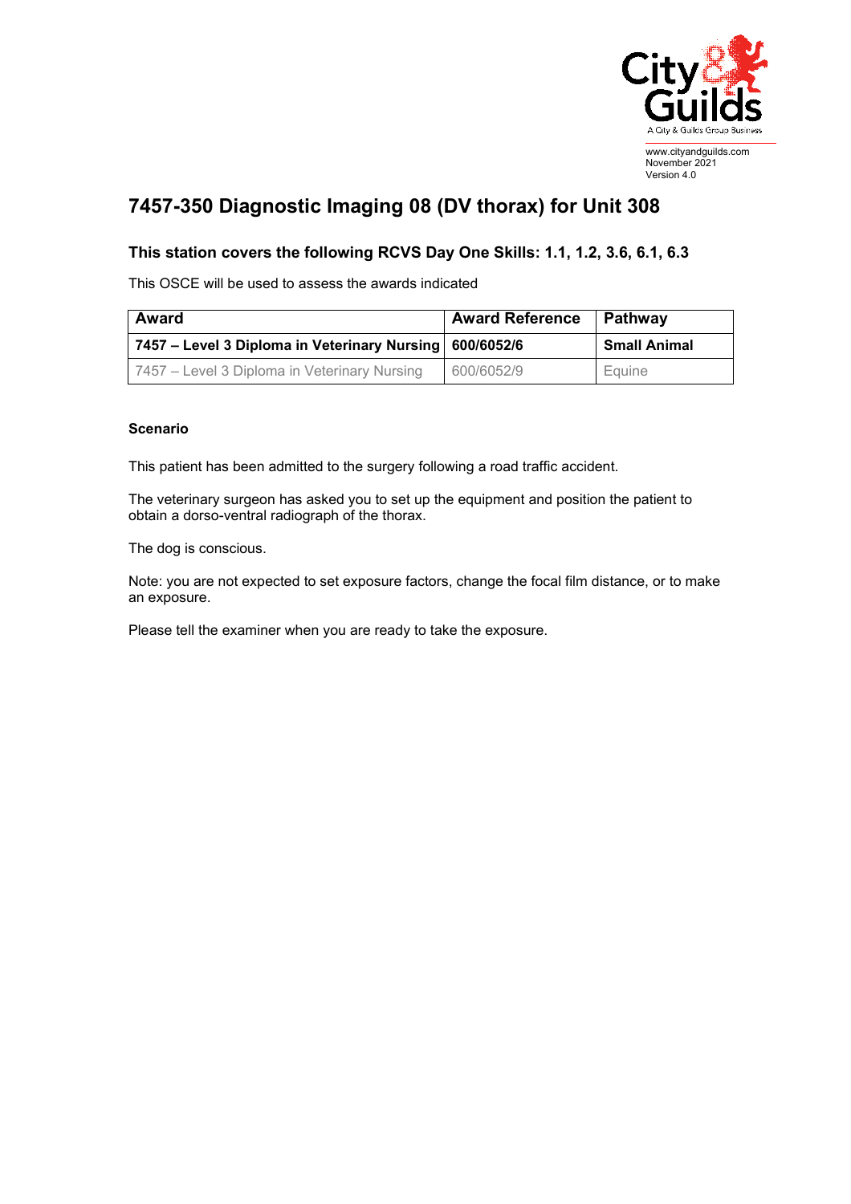www.cityandguilds.com
November 2021
Version 4.0

# 7457-350 Diagnostic Imaging 08 (DV thorax) for Unit 308

### This station covers the following RCVS Day One Skills: 1.1, 1.2, 3.6, 6.1, 6.3

This OSCE will be used to assess the awards indicated

| Award | Award Reference | Pathway |
|---|---|---|
| **7457 – Level 3 Diploma in Veterinary Nursing** | **600/6052/6** | **Small Animal** |
| 7457 – Level 3 Diploma in Veterinary Nursing | 600/6052/9 | Equine |

**Scenario**

This patient has been admitted to the surgery following a road traffic accident.

The veterinary surgeon has asked you to set up the equipment and position the patient to obtain a dorso-ventral radiograph of the thorax.

The dog is conscious.

Note: you are not expected to set exposure factors, change the focal film distance, or to make an exposure.

Please tell the examiner when you are ready to take the exposure.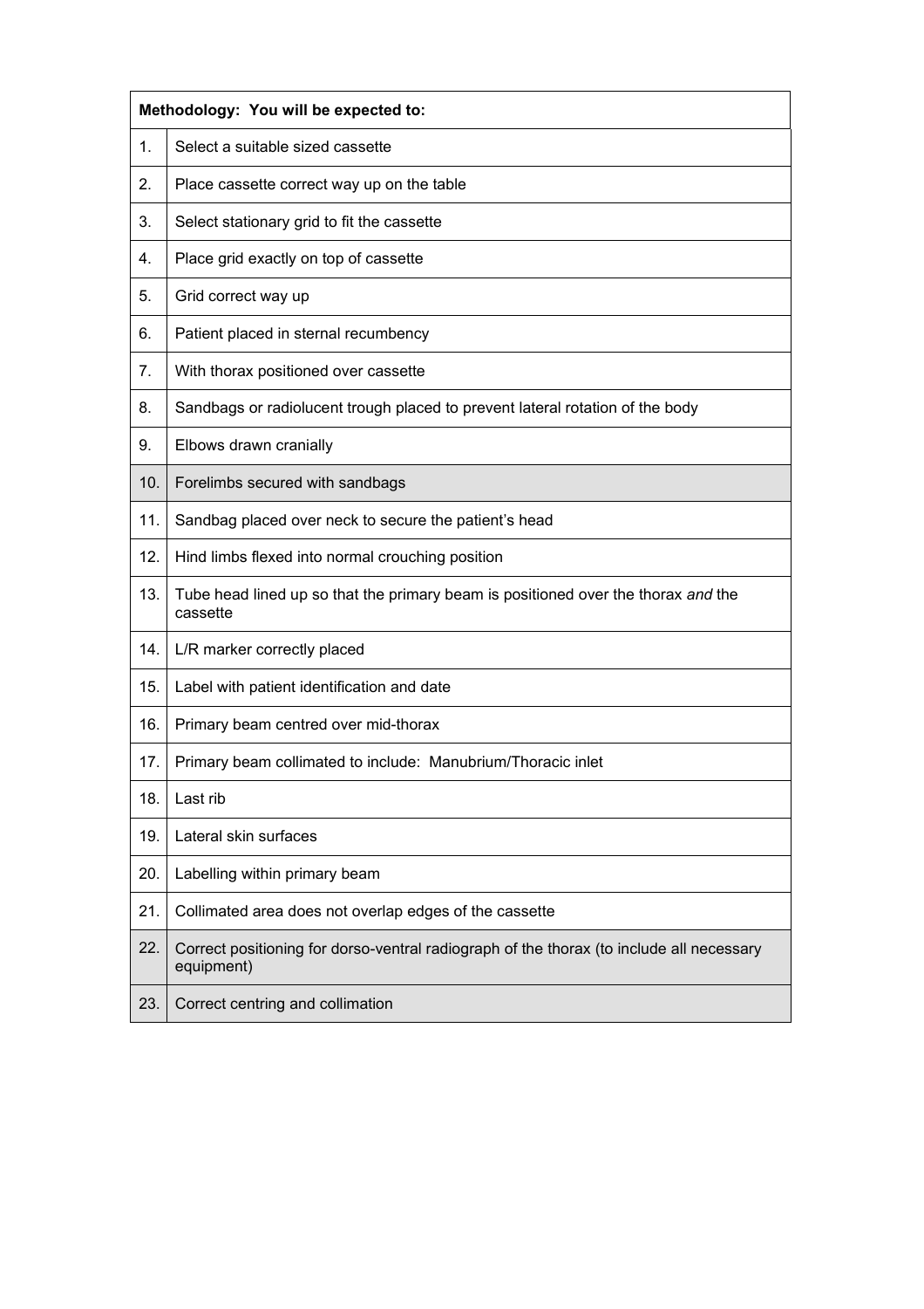| Methodology: You will be expected to: | |
| --- | --- |
| 1. | Select a suitable sized cassette |
| 2. | Place cassette correct way up on the table |
| 3. | Select stationary grid to fit the cassette |
| 4. | Place grid exactly on top of cassette |
| 5. | Grid correct way up |
| 6. | Patient placed in sternal recumbency |
| 7. | With thorax positioned over cassette |
| 8. | Sandbags or radiolucent trough placed to prevent lateral rotation of the body |
| 9. | Elbows drawn cranially |
| 10. | Forelimbs secured with sandbags |
| 11. | Sandbag placed over neck to secure the patient's head |
| 12. | Hind limbs flexed into normal crouching position |
| 13. | Tube head lined up so that the primary beam is positioned over the thorax *and* the cassette |
| 14. | L/R marker correctly placed |
| 15. | Label with patient identification and date |
| 16. | Primary beam centred over mid-thorax |
| 17. | Primary beam collimated to include: Manubrium/Thoracic inlet |
| 18. | Last rib |
| 19. | Lateral skin surfaces |
| 20. | Labelling within primary beam |
| 21. | Collimated area does not overlap edges of the cassette |
| 22. | Correct positioning for dorso-ventral radiograph of the thorax (to include all necessary equipment) |
| 23. | Correct centring and collimation |